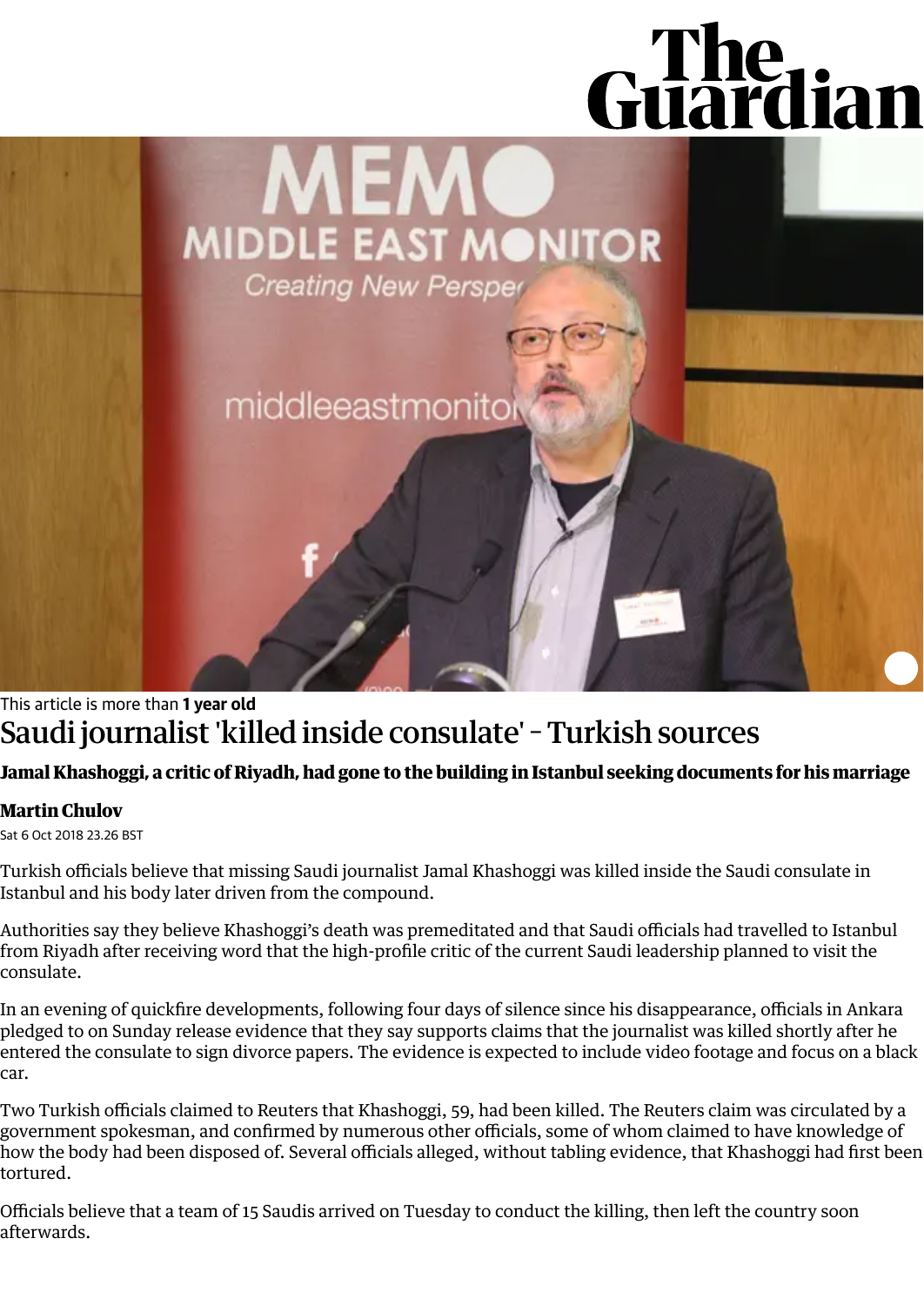This article is more than **1 year old**

# Saudi journalist 'killed inside consulate' - Turkish sources

**Jamal Khashoggi, a critic of Riyadh, had gone to the building in Istanbul seeking documents for his marriage**

**Martin Chulov**

Sat 6 Oct 2018 23.26 BST

Turkish officials believe that missing Saudi journalist Jamal Khashoggi was killed inside the Saudi consulate in Istanbul and his body later driven from the compound.

Authorities say they believe Khashoggi's death was premeditated and that Saudi officials had travelled to Istanbul from Riyadh after receiving word that the high-profile critic of the current Saudi leadership planned to visit the consulate.

In an evening of quickfire developments, following four days of silence since his disappearance, officials in Ankara pledged to on Sunday release evidence that they say supports claims that the journalist was killed shortly after he entered the consulate to sign divorce papers. The evidence is expected to include video footage and focus on a black car.

Two Turkish officials claimed to Reuters that Khashoggi, 59, had been killed. The Reuters claim was circulated by a government spokesman, and confirmed by numerous other officials, some of whom claimed to have knowledge of how the body had been disposed of. Several officials alleged, without tabling evidence, that Khashoggi had first been tortured.

Officials believe that a team of 15 Saudis arrived on Tuesday to conduct the killing, then left the country soon afterwards.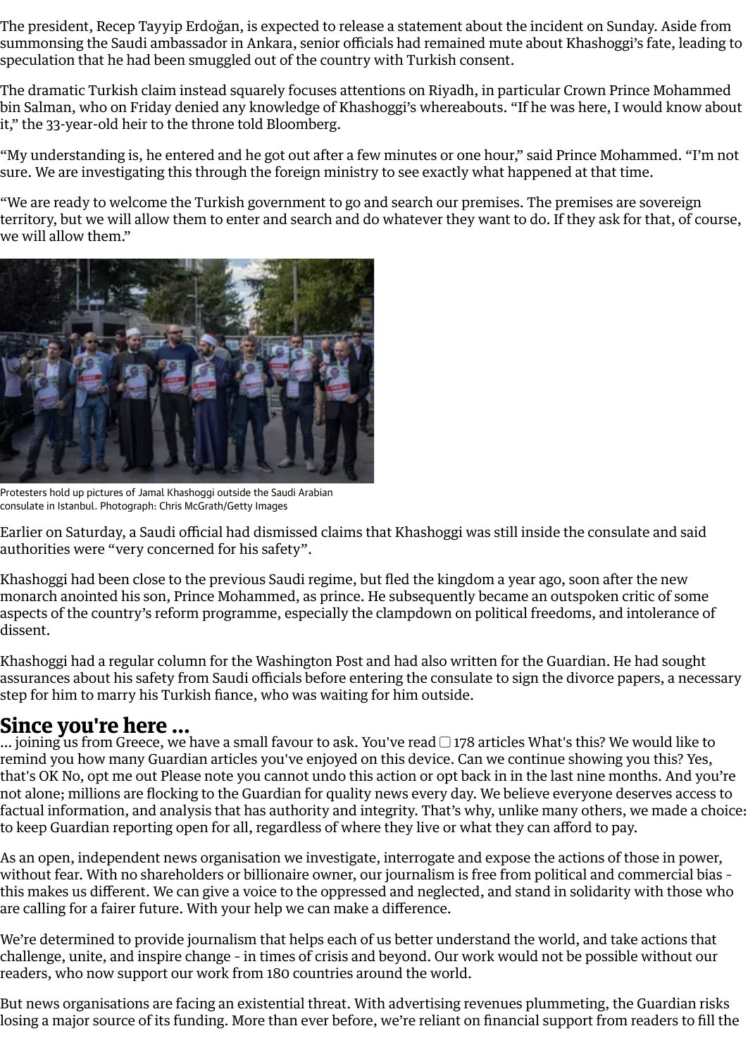The president, Recep Tayyip Erdoğan, is expected to release a statement about the incident on Sunday. Aside from summonsing the Saudi ambassador in Ankara, senior officials had remained mute about Khashoggi's fate, leading to speculation that he had been smuggled out of the country with Turkish consent.

The dramatic Turkish claim instead squarely focuses attentions on Riyadh, in particular Crown Prince Mohammed bin Salman, who on Friday denied any knowledge of Khashoggi's whereabouts. "If he was here, I would know about it," the 33-year-old heir to the throne told Bloomberg.

"My understanding is, he entered and he got out after a few minutes or one hour," said Prince Mohammed. "I'm not sure. We are investigating this through the foreign ministry to see exactly what happened at that time.

"We are ready to welcome the Turkish government to go and search our premises. The premises are sovereign territory, but we will allow them to enter and search and do whatever they want to do. If they ask for that, of course, we will allow them."

Protesters hold up pictures of Jamal Khashoggi outside the Saudi Arabian consulate in Istanbul. Photograph: Chris McGrath/Getty Images

Earlier on Saturday, a Saudi official had dismissed claims that Khashoggi was still inside the consulate and said authorities were "very concerned for his safety".

Khashoggi had been close to the previous Saudi regime, but fled the kingdom a year ago, soon after the new monarch anointed his son, Prince Mohammed, as prince. He subsequently became an outspoken critic of some aspects of the country's reform programme, especially the clampdown on political freedoms, and intolerance of dissent.

Khashoggi had a regular column for the Washington Post and had also written for the Guardian. He had sought assurances about his safety from Saudi officials before entering the consulate to sign the divorce papers, a necessary step for him to marry his Turkish fiance, who was waiting for him outside.

## Since you're here ...

... joining us from Greece, we have a small favour to ask. You've read 178 articles What's this? We would like to remind you how many Guardian articles you've enjoyed on this device. Can we continue showing you this? Yes, that's OK No, opt me out Please note you cannot undo this action or opt back in in the last nine months. And you're not alone; millions are flocking to the Guardian for quality news every day. We believe everyone deserves access to factual information, and analysis that has authority and integrity. That's why, unlike many others, we made a choice: to keep Guardian reporting open for all, regardless of where they live or what they can afford to pay.

As an open, independent news organisation we investigate, interrogate and expose the actions of those in power, without fear. With no shareholders or billionaire owner, our journalism is free from political and commercial bias - this makes us different. We can give a voice to the oppressed and neglected, and stand in solidarity with those who are calling for a fairer future. With your help we can make a difference.

We're determined to provide journalism that helps each of us better understand the world, and take actions that challenge, unite, and inspire change - in times of crisis and beyond. Our work would not be possible without our readers, who now support our work from 180 countries around the world.

But news organisations are facing an existential threat. With advertising revenues plummeting, the Guardian risks losing a major source of its funding. More than ever before, we're reliant on financial support from readers to fill the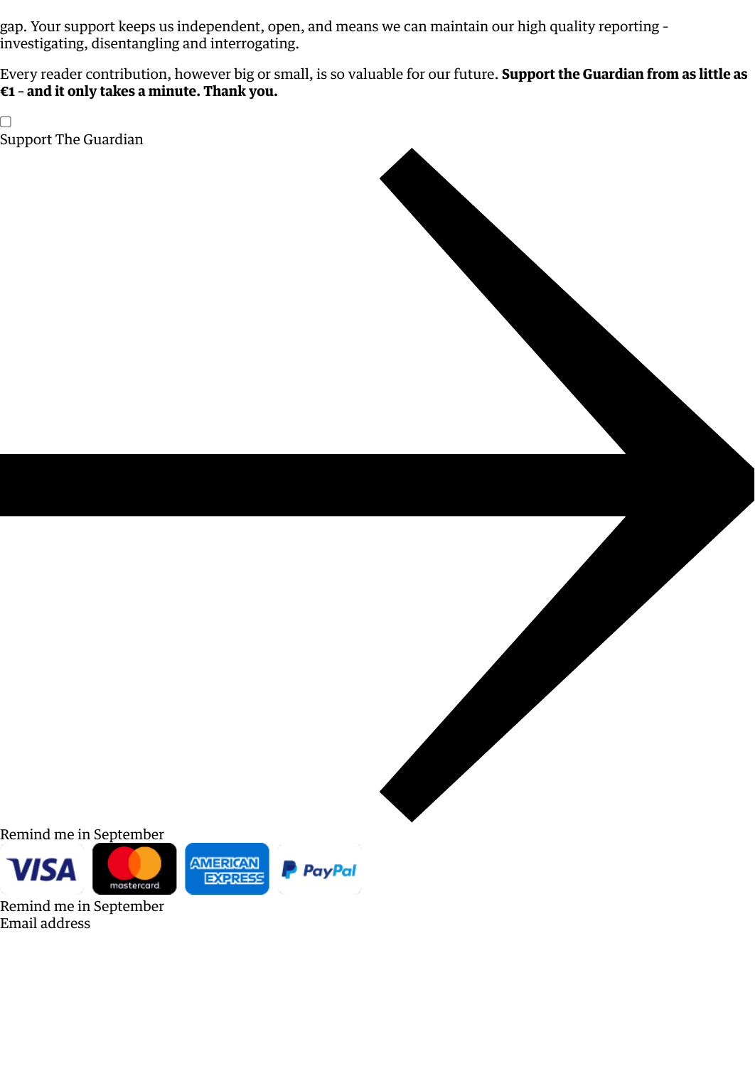gap. Your support keeps us independent, open, and means we can maintain our high quality reporting - investigating, disentangling and interrogating.

Every reader contribution, however big or small, is so valuable for our future. **Support the Guardian from as little as €1 - and it only takes a minute. Thank you.**

Support The Guardian

Remind me in September

Remind me in September

Email address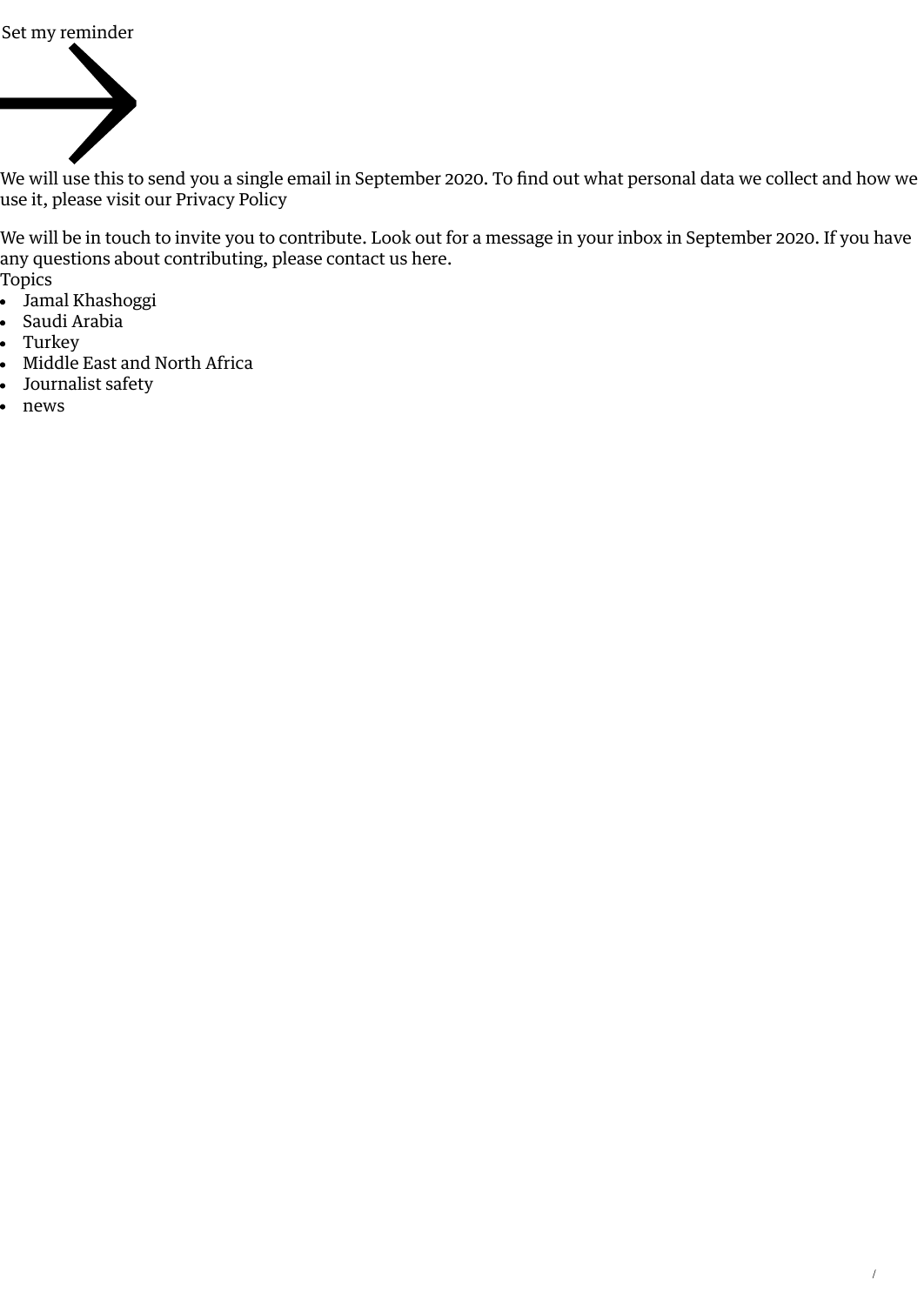Set my reminder

We will use this to send you a single email in September 2020. To find out what personal data we collect and how we use it, please visit our Privacy Policy

We will be in touch to invite you to contribute. Look out for a message in your inbox in September 2020. If you have any questions about contributing, please contact us here.

Topics

- Jamal Khashoggi
- Saudi Arabia
- Turkey
- Middle East and North Africa
- Journalist safety
- news